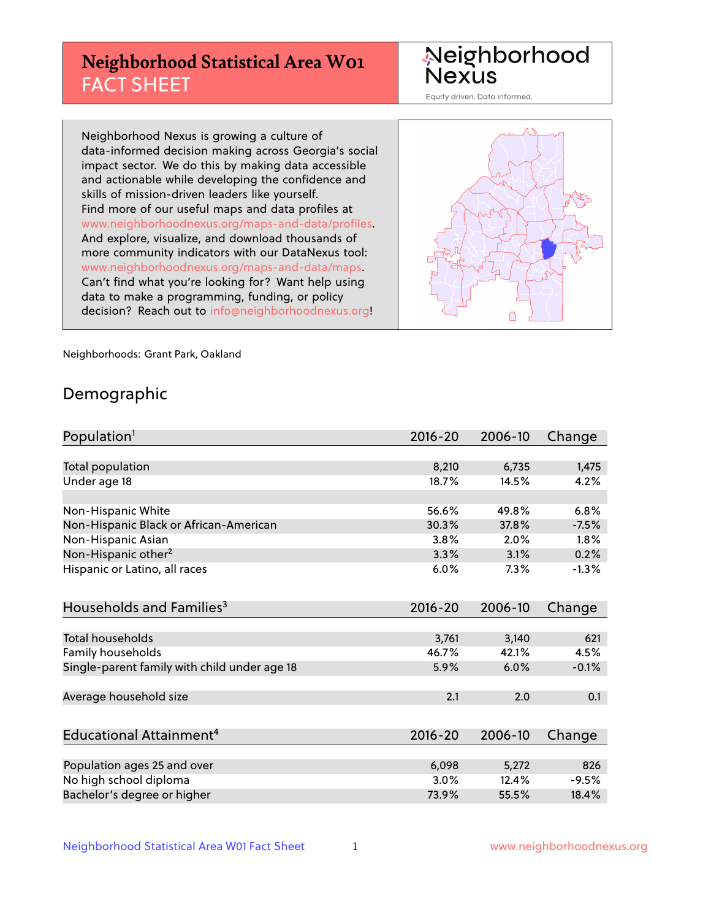# Neighborhood Statistical Area W01 FACT SHEET

Neighborhood Nexus

Equity driven. Data informed.

Neighborhood Nexus is growing a culture of data-informed decision making across Georgia's social impact sector. We do this by making data accessible and actionable while developing the confidence and skills of mission-driven leaders like yourself. Find more of our useful maps and data profiles at www.neighborhoodnexus.org/maps-and-data/profiles. And explore, visualize, and download thousands of more community indicators with our DataNexus tool: www.neighborhoodnexus.org/maps-and-data/maps. Can't find what you're looking for? Want help using data to make a programming, funding, or policy decision? Reach out to info@neighborhoodnexus.org!

Neighborhoods: Grant Park, Oakland

## Demographic

| Population[1] | 2016-20 | 2006-10 | Change |
|---|---|---|---|
| Total population | 8,210 | 6,735 | 1,475 |
| Under age 18 | 18.7% | 14.5% | 4.2% |
| | | | |
| Non-Hispanic White | 56.6% | 49.8% | 6.8% |
| Non-Hispanic Black or African-American | 30.3% | 37.8% | -7.5% |
| Non-Hispanic Asian | 3.8% | 2.0% | 1.8% |
| Non-Hispanic other[2] | 3.3% | 3.1% | 0.2% |
| Hispanic or Latino, all races | 6.0% | 7.3% | -1.3% |

| Households and Families[3] | 2016-20 | 2006-10 | Change |
|---|---|---|---|
| Total households | 3,761 | 3,140 | 621 |
| Family households | 46.7% | 42.1% | 4.5% |
| Single-parent family with child under age 18 | 5.9% | 6.0% | -0.1% |
| | | | |
| Average household size | 2.1 | 2.0 | 0.1 |

| Educational Attainment[4] | 2016-20 | 2006-10 | Change |
|---|---|---|---|
| Population ages 25 and over | 6,098 | 5,272 | 826 |
| No high school diploma | 3.0% | 12.4% | -9.5% |
| Bachelor's degree or higher | 73.9% | 55.5% | 18.4% |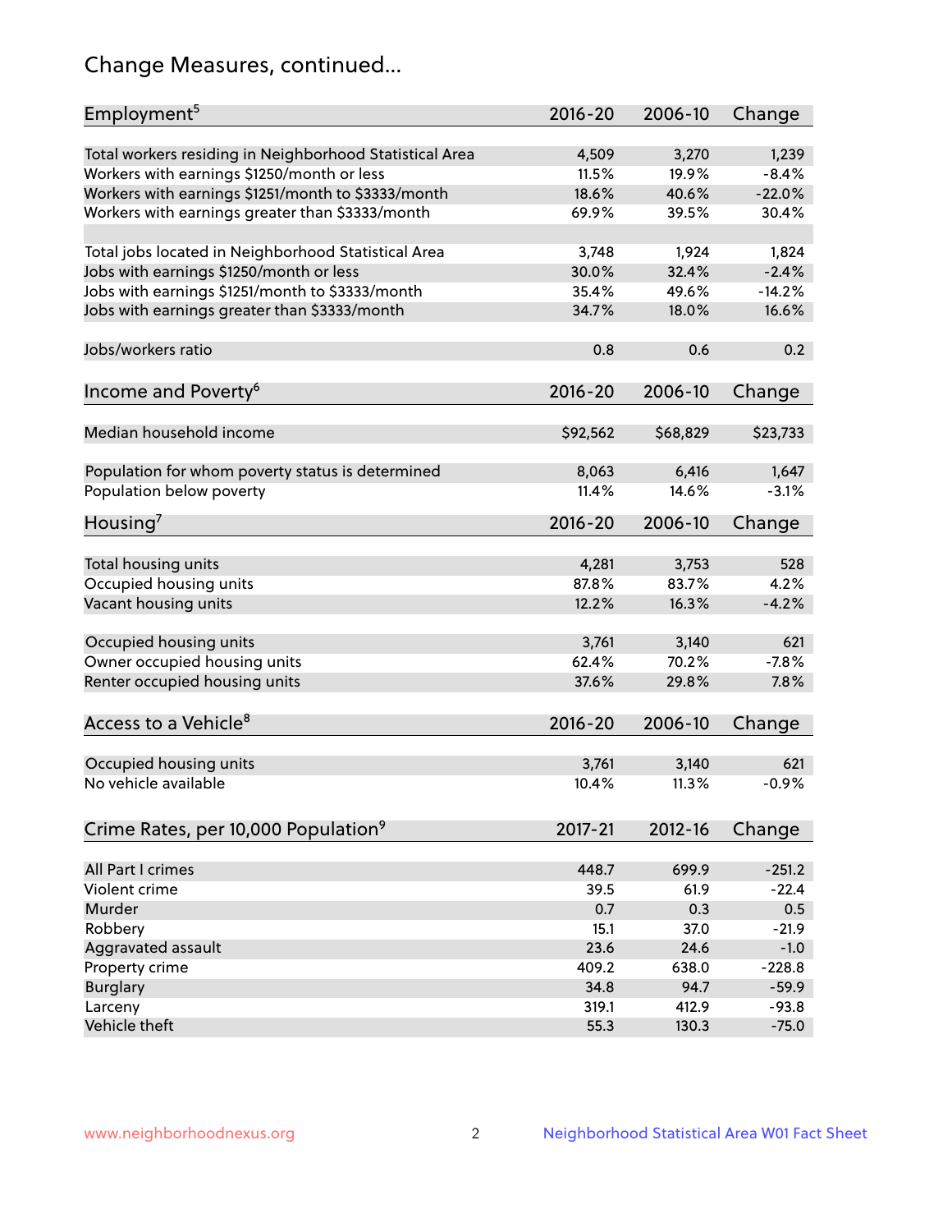## Change Measures, continued...

| Employment[5] | 2016-20 | 2006-10 | Change |
|---|---|---|---|
| Total workers residing in Neighborhood Statistical Area | 4,509 | 3,270 | 1,239 |
| Workers with earnings $1250/month or less | 11.5% | 19.9% | -8.4% |
| Workers with earnings $1251/month to $3333/month | 18.6% | 40.6% | -22.0% |
| Workers with earnings greater than $3333/month | 69.9% | 39.5% | 30.4% |
| | | | |
| Total jobs located in Neighborhood Statistical Area | 3,748 | 1,924 | 1,824 |
| Jobs with earnings $1250/month or less | 30.0% | 32.4% | -2.4% |
| Jobs with earnings $1251/month to $3333/month | 35.4% | 49.6% | -14.2% |
| Jobs with earnings greater than $3333/month | 34.7% | 18.0% | 16.6% |
| | | | |
| Jobs/workers ratio | 0.8 | 0.6 | 0.2 |

| Income and Poverty[6] | 2016-20 | 2006-10 | Change |
|---|---|---|---|
| Median household income | $92,562 | $68,829 | $23,733 |
| | | | |
| Population for whom poverty status is determined | 8,063 | 6,416 | 1,647 |
| Population below poverty | 11.4% | 14.6% | -3.1% |

| Housing[7] | 2016-20 | 2006-10 | Change |
|---|---|---|---|
| Total housing units | 4,281 | 3,753 | 528 |
| Occupied housing units | 87.8% | 83.7% | 4.2% |
| Vacant housing units | 12.2% | 16.3% | -4.2% |
| | | | |
| Occupied housing units | 3,761 | 3,140 | 621 |
| Owner occupied housing units | 62.4% | 70.2% | -7.8% |
| Renter occupied housing units | 37.6% | 29.8% | 7.8% |

| Access to a Vehicle[8] | 2016-20 | 2006-10 | Change |
|---|---|---|---|
| Occupied housing units | 3,761 | 3,140 | 621 |
| No vehicle available | 10.4% | 11.3% | -0.9% |

| Crime Rates, per 10,000 Population[9] | 2017-21 | 2012-16 | Change |
|---|---|---|---|
| All Part I crimes | 448.7 | 699.9 | -251.2 |
| Violent crime | 39.5 | 61.9 | -22.4 |
| Murder | 0.7 | 0.3 | 0.5 |
| Robbery | 15.1 | 37.0 | -21.9 |
| Aggravated assault | 23.6 | 24.6 | -1.0 |
| Property crime | 409.2 | 638.0 | -228.8 |
| Burglary | 34.8 | 94.7 | -59.9 |
| Larceny | 319.1 | 412.9 | -93.8 |
| Vehicle theft | 55.3 | 130.3 | -75.0 |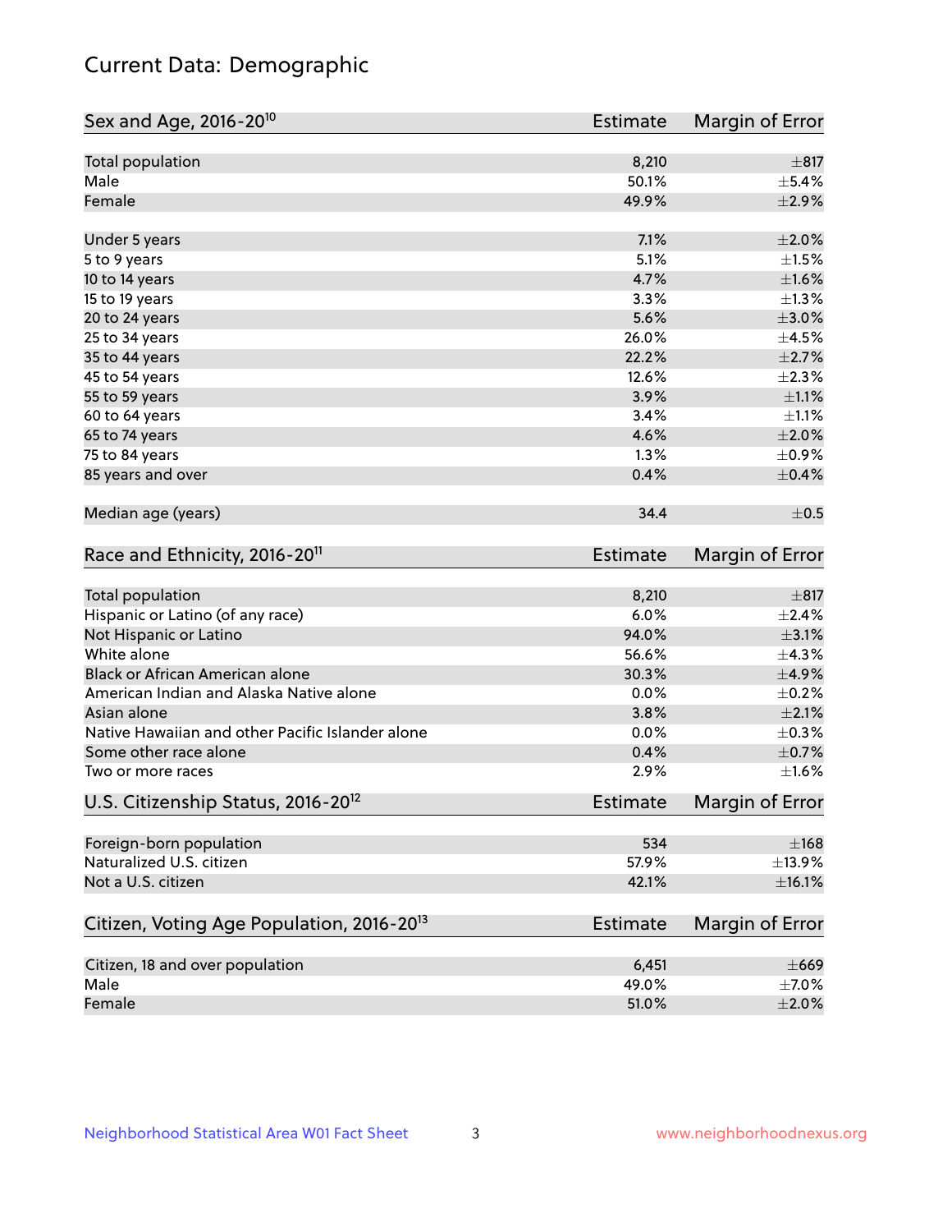# Current Data: Demographic

| Sex and Age, 2016-20[10] | Estimate | Margin of Error |
|---|---|---|
| Total population | 8,210 | ±817 |
| Male | 50.1% | ±5.4% |
| Female | 49.9% | ±2.9% |
| Under 5 years | 7.1% | ±2.0% |
| 5 to 9 years | 5.1% | ±1.5% |
| 10 to 14 years | 4.7% | ±1.6% |
| 15 to 19 years | 3.3% | ±1.3% |
| 20 to 24 years | 5.6% | ±3.0% |
| 25 to 34 years | 26.0% | ±4.5% |
| 35 to 44 years | 22.2% | ±2.7% |
| 45 to 54 years | 12.6% | ±2.3% |
| 55 to 59 years | 3.9% | ±1.1% |
| 60 to 64 years | 3.4% | ±1.1% |
| 65 to 74 years | 4.6% | ±2.0% |
| 75 to 84 years | 1.3% | ±0.9% |
| 85 years and over | 0.4% | ±0.4% |
| Median age (years) | 34.4 | ±0.5 |

| Race and Ethnicity, 2016-20[11] | Estimate | Margin of Error |
|---|---|---|
| Total population | 8,210 | ±817 |
| Hispanic or Latino (of any race) | 6.0% | ±2.4% |
| Not Hispanic or Latino | 94.0% | ±3.1% |
| White alone | 56.6% | ±4.3% |
| Black or African American alone | 30.3% | ±4.9% |
| American Indian and Alaska Native alone | 0.0% | ±0.2% |
| Asian alone | 3.8% | ±2.1% |
| Native Hawaiian and other Pacific Islander alone | 0.0% | ±0.3% |
| Some other race alone | 0.4% | ±0.7% |
| Two or more races | 2.9% | ±1.6% |

| U.S. Citizenship Status, 2016-20[12] | Estimate | Margin of Error |
|---|---|---|
| Foreign-born population | 534 | ±168 |
| Naturalized U.S. citizen | 57.9% | ±13.9% |
| Not a U.S. citizen | 42.1% | ±16.1% |

| Citizen, Voting Age Population, 2016-20[13] | Estimate | Margin of Error |
|---|---|---|
| Citizen, 18 and over population | 6,451 | ±669 |
| Male | 49.0% | ±7.0% |
| Female | 51.0% | ±2.0% |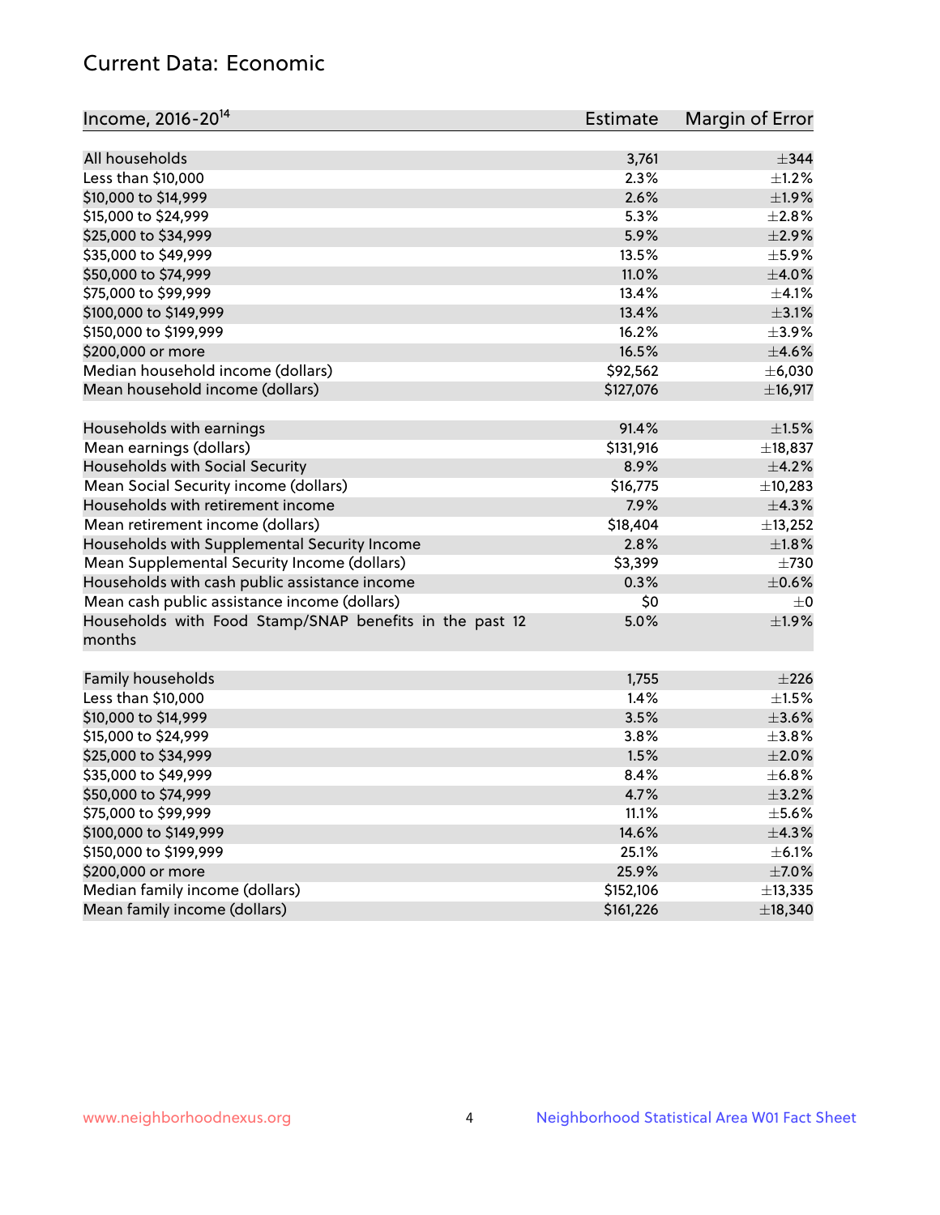# Current Data: Economic

| Income, 2016-20[14] | Estimate | Margin of Error |
|---|---|---|
| All households | 3,761 | ±344 |
| Less than $10,000 | 2.3% | ±1.2% |
| $10,000 to $14,999 | 2.6% | ±1.9% |
| $15,000 to $24,999 | 5.3% | ±2.8% |
| $25,000 to $34,999 | 5.9% | ±2.9% |
| $35,000 to $49,999 | 13.5% | ±5.9% |
| $50,000 to $74,999 | 11.0% | ±4.0% |
| $75,000 to $99,999 | 13.4% | ±4.1% |
| $100,000 to $149,999 | 13.4% | ±3.1% |
| $150,000 to $199,999 | 16.2% | ±3.9% |
| $200,000 or more | 16.5% | ±4.6% |
| Median household income (dollars) | $92,562 | ±6,030 |
| Mean household income (dollars) | $127,076 | ±16,917 |
| | | |
| Households with earnings | 91.4% | ±1.5% |
| Mean earnings (dollars) | $131,916 | ±18,837 |
| Households with Social Security | 8.9% | ±4.2% |
| Mean Social Security income (dollars) | $16,775 | ±10,283 |
| Households with retirement income | 7.9% | ±4.3% |
| Mean retirement income (dollars) | $18,404 | ±13,252 |
| Households with Supplemental Security Income | 2.8% | ±1.8% |
| Mean Supplemental Security Income (dollars) | $3,399 | ±730 |
| Households with cash public assistance income | 0.3% | ±0.6% |
| Mean cash public assistance income (dollars) | $0 | ±0 |
| Households with Food Stamp/SNAP benefits in the past 12 months | 5.0% | ±1.9% |
| | | |
| Family households | 1,755 | ±226 |
| Less than $10,000 | 1.4% | ±1.5% |
| $10,000 to $14,999 | 3.5% | ±3.6% |
| $15,000 to $24,999 | 3.8% | ±3.8% |
| $25,000 to $34,999 | 1.5% | ±2.0% |
| $35,000 to $49,999 | 8.4% | ±6.8% |
| $50,000 to $74,999 | 4.7% | ±3.2% |
| $75,000 to $99,999 | 11.1% | ±5.6% |
| $100,000 to $149,999 | 14.6% | ±4.3% |
| $150,000 to $199,999 | 25.1% | ±6.1% |
| $200,000 or more | 25.9% | ±7.0% |
| Median family income (dollars) | $152,106 | ±13,335 |
| Mean family income (dollars) | $161,226 | ±18,340 |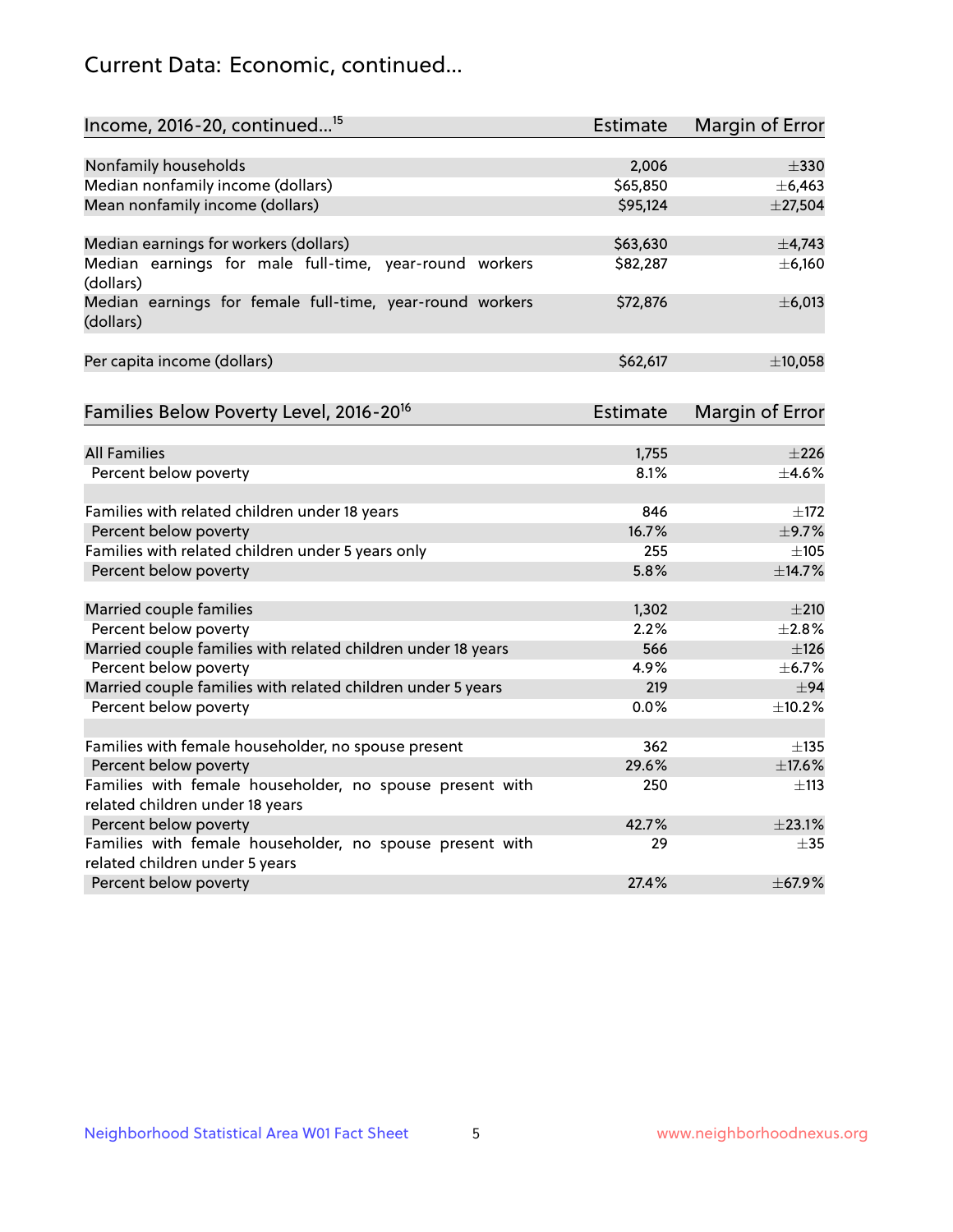## Current Data: Economic, continued...

| Income, 2016-20, continued...[15] | Estimate | Margin of Error |
|---|---|---|
| Nonfamily households | 2,006 | ±330 |
| Median nonfamily income (dollars) | $65,850 | ±6,463 |
| Mean nonfamily income (dollars) | $95,124 | ±27,504 |
| | | |
| Median earnings for workers (dollars) | $63,630 | ±4,743 |
| Median earnings for male full-time, year-round workers (dollars) | $82,287 | ±6,160 |
| Median earnings for female full-time, year-round workers (dollars) | $72,876 | ±6,013 |
| | | |
| Per capita income (dollars) | $62,617 | ±10,058 |

| Families Below Poverty Level, 2016-20[16] | Estimate | Margin of Error |
|---|---|---|
| All Families | 1,755 | ±226 |
| Percent below poverty | 8.1% | ±4.6% |
| | | |
| Families with related children under 18 years | 846 | ±172 |
| Percent below poverty | 16.7% | ±9.7% |
| Families with related children under 5 years only | 255 | ±105 |
| Percent below poverty | 5.8% | ±14.7% |
| | | |
| Married couple families | 1,302 | ±210 |
| Percent below poverty | 2.2% | ±2.8% |
| Married couple families with related children under 18 years | 566 | ±126 |
| Percent below poverty | 4.9% | ±6.7% |
| Married couple families with related children under 5 years | 219 | ±94 |
| Percent below poverty | 0.0% | ±10.2% |
| | | |
| Families with female householder, no spouse present | 362 | ±135 |
| Percent below poverty | 29.6% | ±17.6% |
| Families with female householder, no spouse present with related children under 18 years | 250 | ±113 |
| Percent below poverty | 42.7% | ±23.1% |
| Families with female householder, no spouse present with related children under 5 years | 29 | ±35 |
| Percent below poverty | 27.4% | ±67.9% |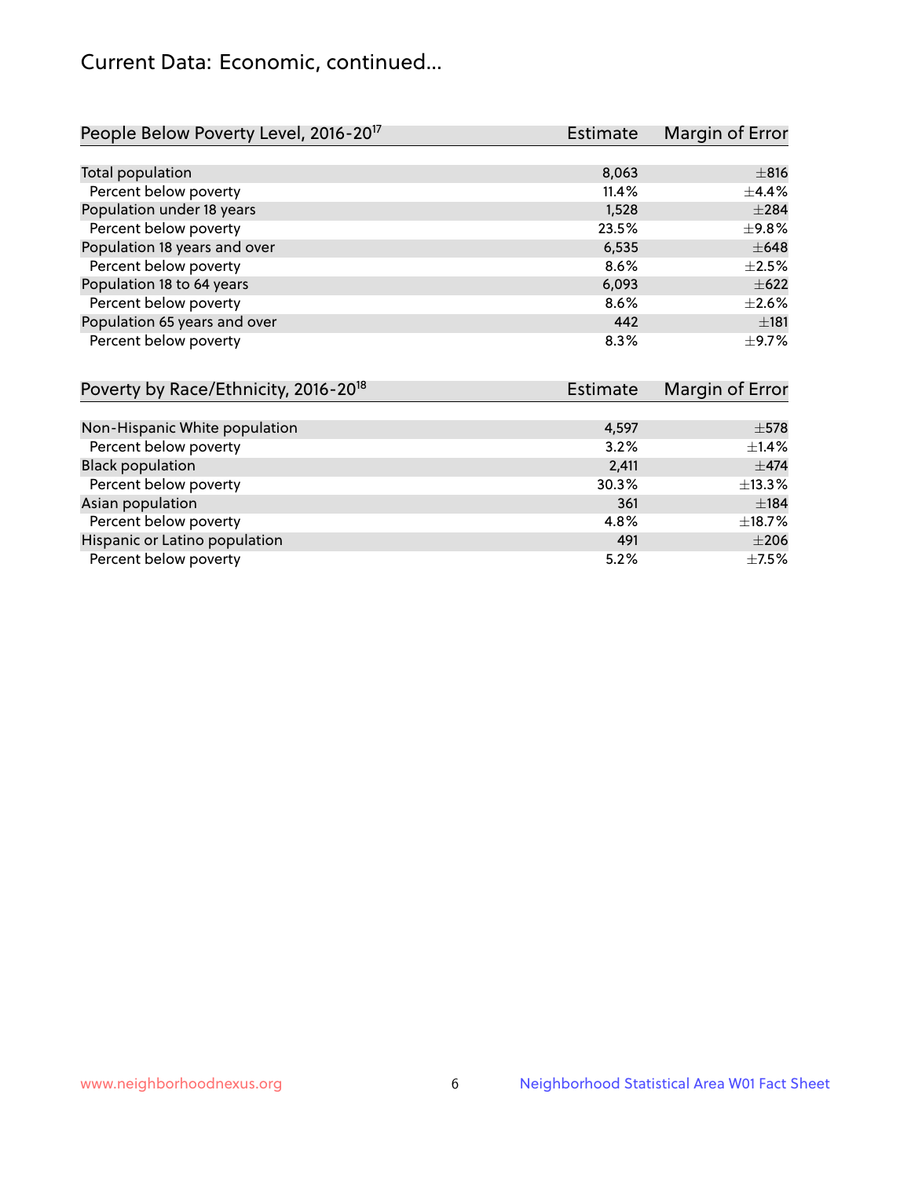## Current Data: Economic, continued...

| People Below Poverty Level, 2016-20[17] | Estimate | Margin of Error |
|---|---|---|
| Total population | 8,063 | ±816 |
| Percent below poverty | 11.4% | ±4.4% |
| Population under 18 years | 1,528 | ±284 |
| Percent below poverty | 23.5% | ±9.8% |
| Population 18 years and over | 6,535 | ±648 |
| Percent below poverty | 8.6% | ±2.5% |
| Population 18 to 64 years | 6,093 | ±622 |
| Percent below poverty | 8.6% | ±2.6% |
| Population 65 years and over | 442 | ±181 |
| Percent below poverty | 8.3% | ±9.7% |

| Poverty by Race/Ethnicity, 2016-20[18] | Estimate | Margin of Error |
|---|---|---|
| Non-Hispanic White population | 4,597 | ±578 |
| Percent below poverty | 3.2% | ±1.4% |
| Black population | 2,411 | ±474 |
| Percent below poverty | 30.3% | ±13.3% |
| Asian population | 361 | ±184 |
| Percent below poverty | 4.8% | ±18.7% |
| Hispanic or Latino population | 491 | ±206 |
| Percent below poverty | 5.2% | ±7.5% |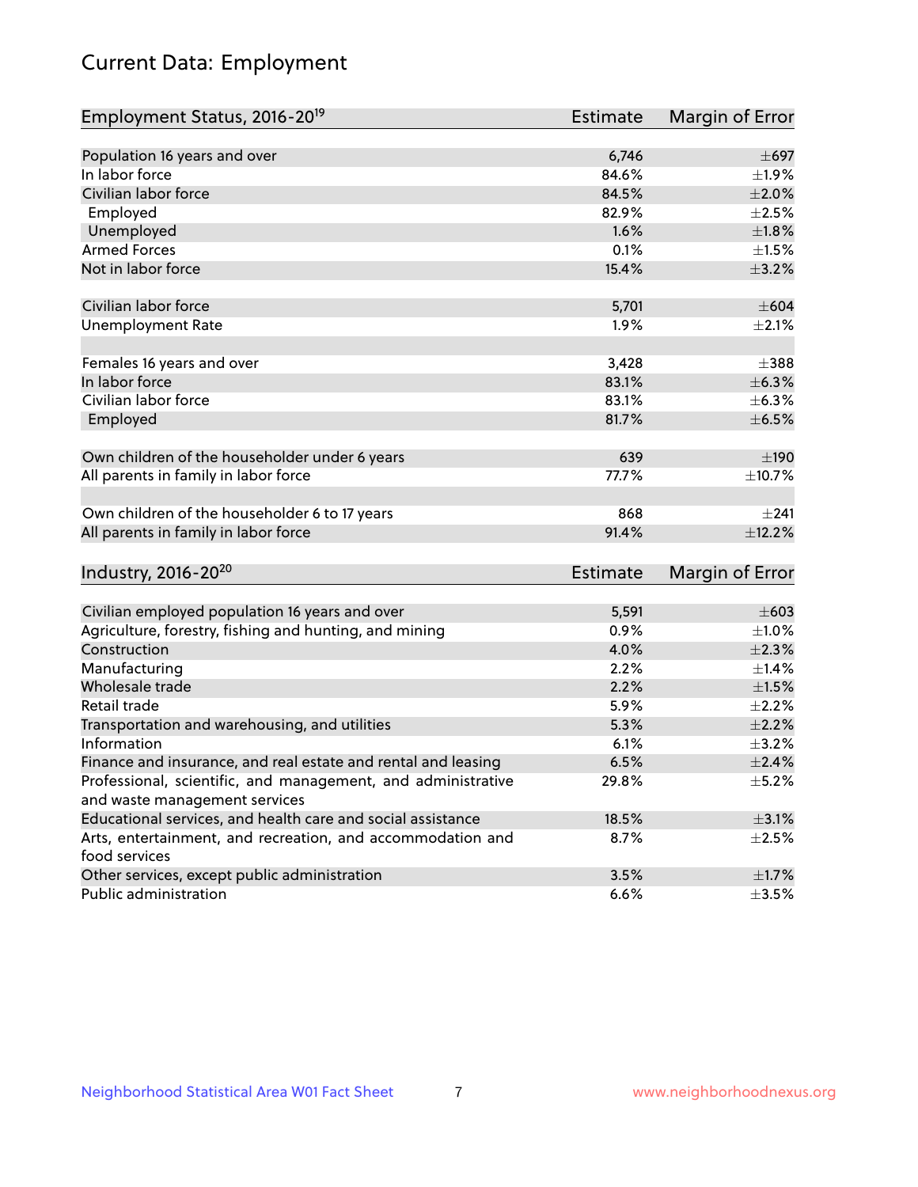# Current Data: Employment

| Employment Status, 2016-20[19] | Estimate | Margin of Error |
|---|---|---|
| Population 16 years and over | 6,746 | ±697 |
| In labor force | 84.6% | ±1.9% |
| Civilian labor force | 84.5% | ±2.0% |
| Employed | 82.9% | ±2.5% |
| Unemployed | 1.6% | ±1.8% |
| Armed Forces | 0.1% | ±1.5% |
| Not in labor force | 15.4% | ±3.2% |
| | | |
| Civilian labor force | 5,701 | ±604 |
| Unemployment Rate | 1.9% | ±2.1% |
| | | |
| Females 16 years and over | 3,428 | ±388 |
| In labor force | 83.1% | ±6.3% |
| Civilian labor force | 83.1% | ±6.3% |
| Employed | 81.7% | ±6.5% |
| | | |
| Own children of the householder under 6 years | 639 | ±190 |
| All parents in family in labor force | 77.7% | ±10.7% |
| | | |
| Own children of the householder 6 to 17 years | 868 | ±241 |
| All parents in family in labor force | 91.4% | ±12.2% |

| Industry, 2016-20[20] | Estimate | Margin of Error |
|---|---|---|
| Civilian employed population 16 years and over | 5,591 | ±603 |
| Agriculture, forestry, fishing and hunting, and mining | 0.9% | ±1.0% |
| Construction | 4.0% | ±2.3% |
| Manufacturing | 2.2% | ±1.4% |
| Wholesale trade | 2.2% | ±1.5% |
| Retail trade | 5.9% | ±2.2% |
| Transportation and warehousing, and utilities | 5.3% | ±2.2% |
| Information | 6.1% | ±3.2% |
| Finance and insurance, and real estate and rental and leasing | 6.5% | ±2.4% |
| Professional, scientific, and management, and administrative and waste management services | 29.8% | ±5.2% |
| Educational services, and health care and social assistance | 18.5% | ±3.1% |
| Arts, entertainment, and recreation, and accommodation and food services | 8.7% | ±2.5% |
| Other services, except public administration | 3.5% | ±1.7% |
| Public administration | 6.6% | ±3.5% |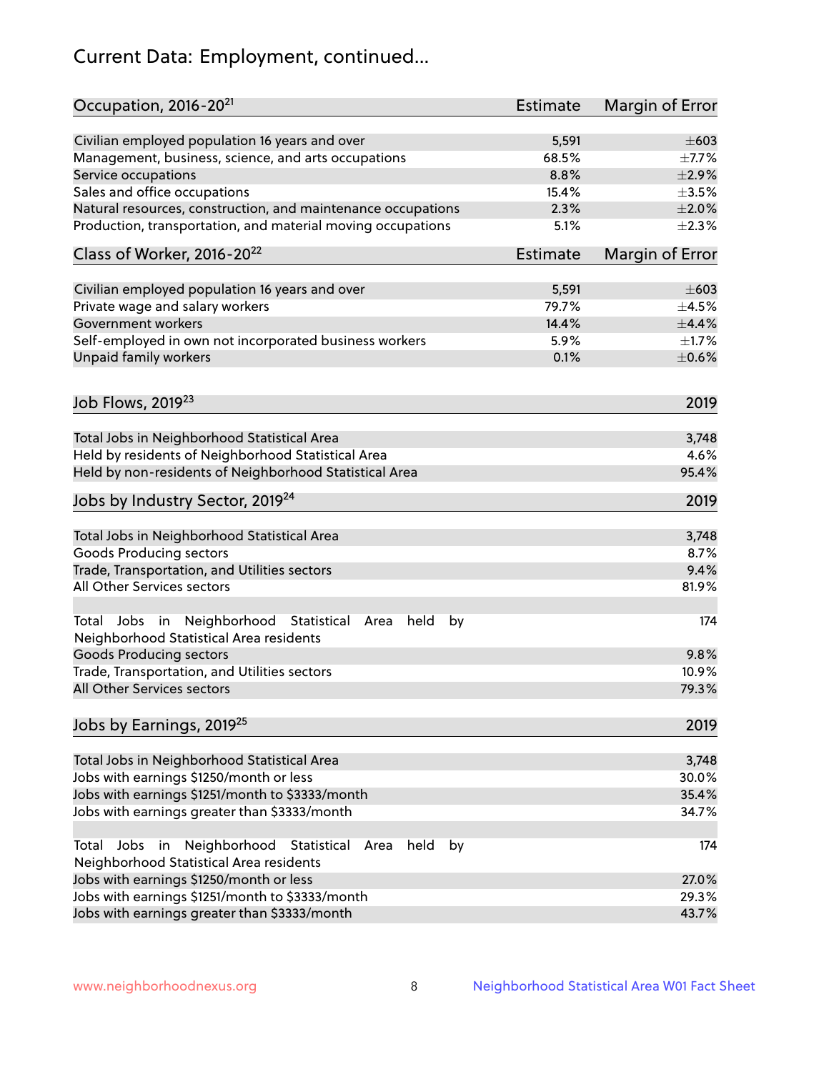# Current Data: Employment, continued...

| Occupation, 2016-20[21] | Estimate | Margin of Error |
|---|---|---|
| Civilian employed population 16 years and over | 5,591 | ±603 |
| Management, business, science, and arts occupations | 68.5% | ±7.7% |
| Service occupations | 8.8% | ±2.9% |
| Sales and office occupations | 15.4% | ±3.5% |
| Natural resources, construction, and maintenance occupations | 2.3% | ±2.0% |
| Production, transportation, and material moving occupations | 5.1% | ±2.3% |

| Class of Worker, 2016-20[22] | Estimate | Margin of Error |
|---|---|---|
| Civilian employed population 16 years and over | 5,591 | ±603 |
| Private wage and salary workers | 79.7% | ±4.5% |
| Government workers | 14.4% | ±4.4% |
| Self-employed in own not incorporated business workers | 5.9% | ±1.7% |
| Unpaid family workers | 0.1% | ±0.6% |

| Job Flows, 2019[23] | 2019 |
|---|---|
| Total Jobs in Neighborhood Statistical Area | 3,748 |
| Held by residents of Neighborhood Statistical Area | 4.6% |
| Held by non-residents of Neighborhood Statistical Area | 95.4% |

| Jobs by Industry Sector, 2019[24] | 2019 |
|---|---|
| Total Jobs in Neighborhood Statistical Area | 3,748 |
| Goods Producing sectors | 8.7% |
| Trade, Transportation, and Utilities sectors | 9.4% |
| All Other Services sectors | 81.9% |
| | |
| Total Jobs in Neighborhood Statistical Area held by Neighborhood Statistical Area residents | 174 |
| Goods Producing sectors | 9.8% |
| Trade, Transportation, and Utilities sectors | 10.9% |
| All Other Services sectors | 79.3% |

| Jobs by Earnings, 2019[25] | 2019 |
|---|---|
| Total Jobs in Neighborhood Statistical Area | 3,748 |
| Jobs with earnings $1250/month or less | 30.0% |
| Jobs with earnings $1251/month to $3333/month | 35.4% |
| Jobs with earnings greater than $3333/month | 34.7% |
| | |
| Total Jobs in Neighborhood Statistical Area held by Neighborhood Statistical Area residents | 174 |
| Jobs with earnings $1250/month or less | 27.0% |
| Jobs with earnings $1251/month to $3333/month | 29.3% |
| Jobs with earnings greater than $3333/month | 43.7% |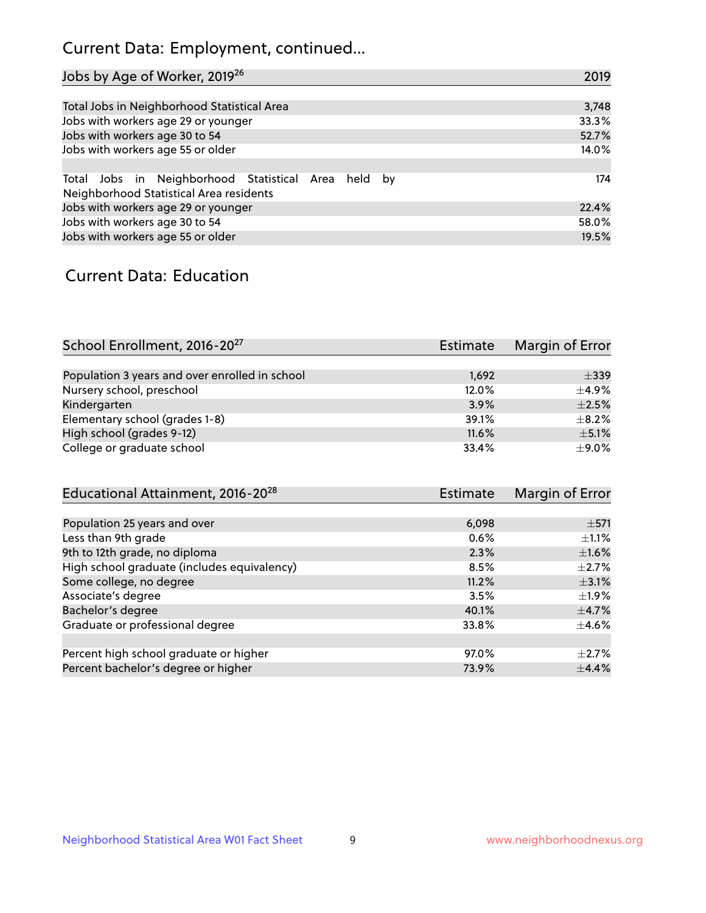## Current Data: Employment, continued...

| Jobs by Age of Worker, 2019[26] | 2019 |
|---|---|
| Total Jobs in Neighborhood Statistical Area | 3,748 |
| Jobs with workers age 29 or younger | 33.3% |
| Jobs with workers age 30 to 54 | 52.7% |
| Jobs with workers age 55 or older | 14.0% |
| | |
| Total Jobs in Neighborhood Statistical Area held by Neighborhood Statistical Area residents | 174 |
| Jobs with workers age 29 or younger | 22.4% |
| Jobs with workers age 30 to 54 | 58.0% |
| Jobs with workers age 55 or older | 19.5% |

## Current Data: Education

| School Enrollment, 2016-20[27] | Estimate | Margin of Error |
|---|---|---|
| Population 3 years and over enrolled in school | 1,692 | ±339 |
| Nursery school, preschool | 12.0% | ±4.9% |
| Kindergarten | 3.9% | ±2.5% |
| Elementary school (grades 1-8) | 39.1% | ±8.2% |
| High school (grades 9-12) | 11.6% | ±5.1% |
| College or graduate school | 33.4% | ±9.0% |

| Educational Attainment, 2016-20[28] | Estimate | Margin of Error |
|---|---|---|
| Population 25 years and over | 6,098 | ±571 |
| Less than 9th grade | 0.6% | ±1.1% |
| 9th to 12th grade, no diploma | 2.3% | ±1.6% |
| High school graduate (includes equivalency) | 8.5% | ±2.7% |
| Some college, no degree | 11.2% | ±3.1% |
| Associate's degree | 3.5% | ±1.9% |
| Bachelor's degree | 40.1% | ±4.7% |
| Graduate or professional degree | 33.8% | ±4.6% |
| | | |
| Percent high school graduate or higher | 97.0% | ±2.7% |
| Percent bachelor's degree or higher | 73.9% | ±4.4% |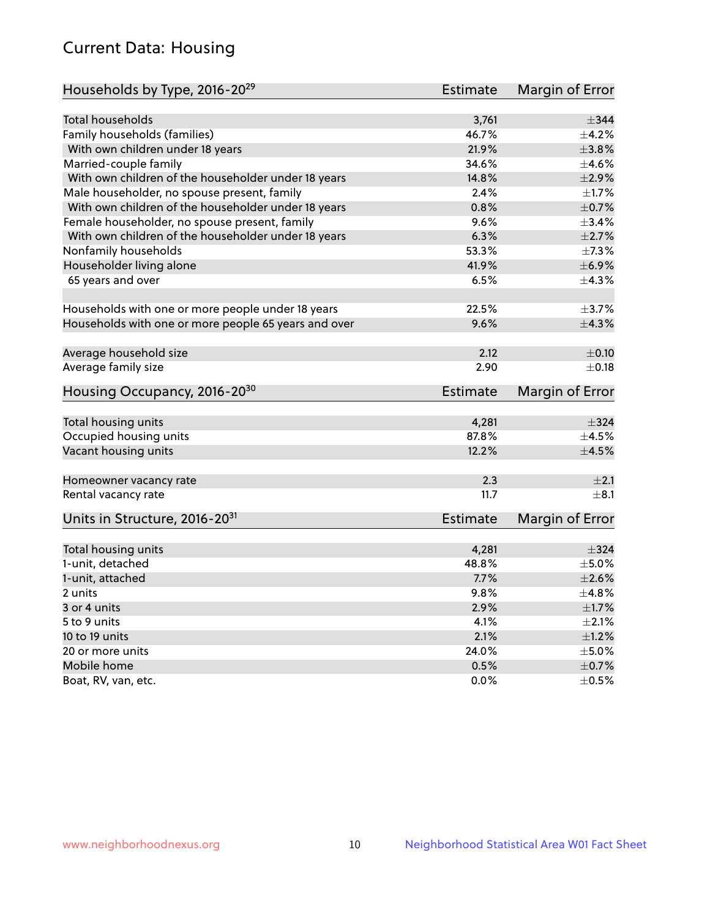# Current Data: Housing

| Households by Type, 2016-20[29] | Estimate | Margin of Error |
|---|---|---|
| Total households | 3,761 | ±344 |
| Family households (families) | 46.7% | ±4.2% |
| With own children under 18 years | 21.9% | ±3.8% |
| Married-couple family | 34.6% | ±4.6% |
| With own children of the householder under 18 years | 14.8% | ±2.9% |
| Male householder, no spouse present, family | 2.4% | ±1.7% |
| With own children of the householder under 18 years | 0.8% | ±0.7% |
| Female householder, no spouse present, family | 9.6% | ±3.4% |
| With own children of the householder under 18 years | 6.3% | ±2.7% |
| Nonfamily households | 53.3% | ±7.3% |
| Householder living alone | 41.9% | ±6.9% |
| 65 years and over | 6.5% | ±4.3% |
| Households with one or more people under 18 years | 22.5% | ±3.7% |
| Households with one or more people 65 years and over | 9.6% | ±4.3% |
| Average household size | 2.12 | ±0.10 |
| Average family size | 2.90 | ±0.18 |

| Housing Occupancy, 2016-20[30] | Estimate | Margin of Error |
|---|---|---|
| Total housing units | 4,281 | ±324 |
| Occupied housing units | 87.8% | ±4.5% |
| Vacant housing units | 12.2% | ±4.5% |
| Homeowner vacancy rate | 2.3 | ±2.1 |
| Rental vacancy rate | 11.7 | ±8.1 |

| Units in Structure, 2016-20[31] | Estimate | Margin of Error |
|---|---|---|
| Total housing units | 4,281 | ±324 |
| 1-unit, detached | 48.8% | ±5.0% |
| 1-unit, attached | 7.7% | ±2.6% |
| 2 units | 9.8% | ±4.8% |
| 3 or 4 units | 2.9% | ±1.7% |
| 5 to 9 units | 4.1% | ±2.1% |
| 10 to 19 units | 2.1% | ±1.2% |
| 20 or more units | 24.0% | ±5.0% |
| Mobile home | 0.5% | ±0.7% |
| Boat, RV, van, etc. | 0.0% | ±0.5% |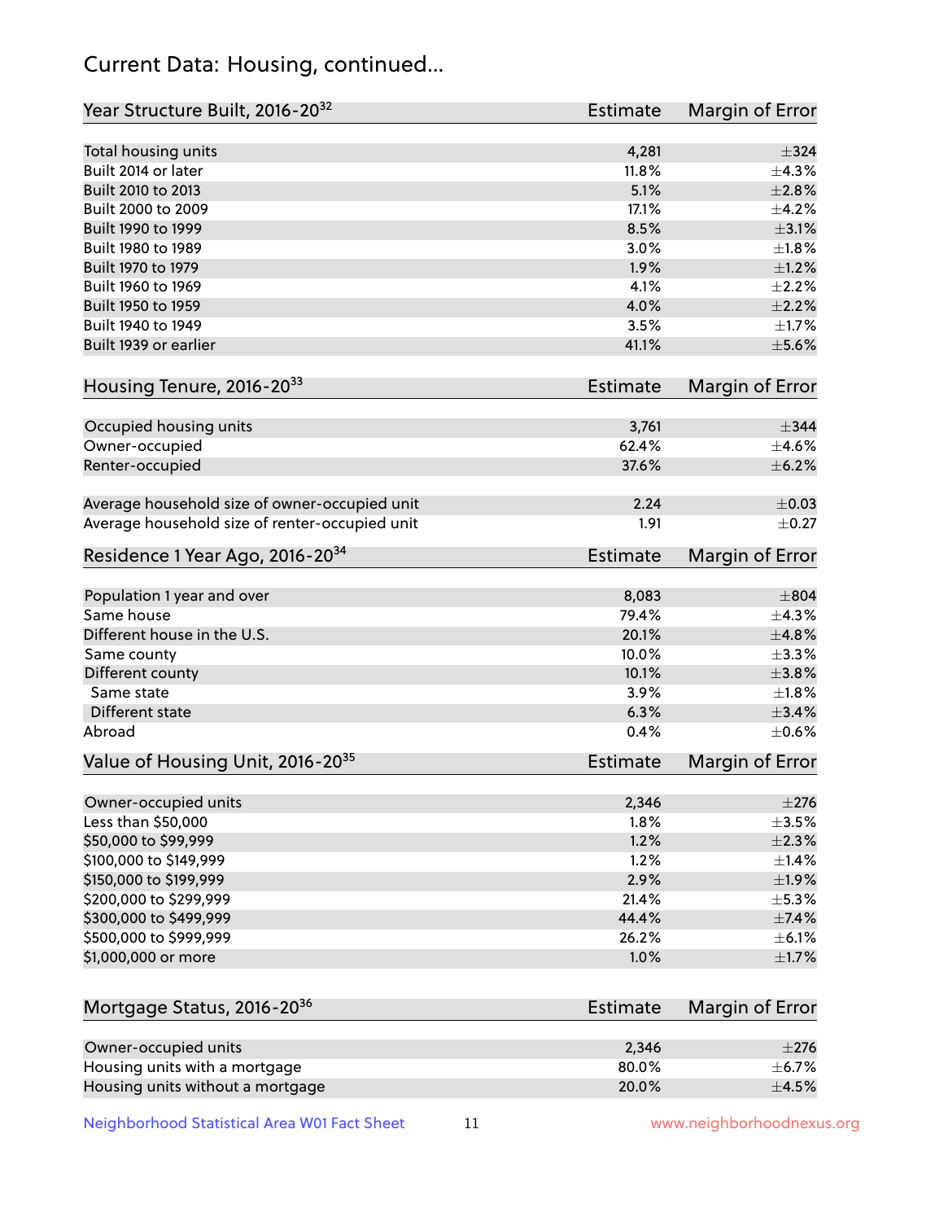## Current Data: Housing, continued...

| Year Structure Built, 2016-20[32] | Estimate | Margin of Error |
|---|---|---|
| Total housing units | 4,281 | ±324 |
| Built 2014 or later | 11.8% | ±4.3% |
| Built 2010 to 2013 | 5.1% | ±2.8% |
| Built 2000 to 2009 | 17.1% | ±4.2% |
| Built 1990 to 1999 | 8.5% | ±3.1% |
| Built 1980 to 1989 | 3.0% | ±1.8% |
| Built 1970 to 1979 | 1.9% | ±1.2% |
| Built 1960 to 1969 | 4.1% | ±2.2% |
| Built 1950 to 1959 | 4.0% | ±2.2% |
| Built 1940 to 1949 | 3.5% | ±1.7% |
| Built 1939 or earlier | 41.1% | ±5.6% |

| Housing Tenure, 2016-20[33] | Estimate | Margin of Error |
|---|---|---|
| Occupied housing units | 3,761 | ±344 |
| Owner-occupied | 62.4% | ±4.6% |
| Renter-occupied | 37.6% | ±6.2% |
| Average household size of owner-occupied unit | 2.24 | ±0.03 |
| Average household size of renter-occupied unit | 1.91 | ±0.27 |

| Residence 1 Year Ago, 2016-20[34] | Estimate | Margin of Error |
|---|---|---|
| Population 1 year and over | 8,083 | ±804 |
| Same house | 79.4% | ±4.3% |
| Different house in the U.S. | 20.1% | ±4.8% |
| Same county | 10.0% | ±3.3% |
| Different county | 10.1% | ±3.8% |
| Same state | 3.9% | ±1.8% |
| Different state | 6.3% | ±3.4% |
| Abroad | 0.4% | ±0.6% |

| Value of Housing Unit, 2016-20[35] | Estimate | Margin of Error |
|---|---|---|
| Owner-occupied units | 2,346 | ±276 |
| Less than $50,000 | 1.8% | ±3.5% |
| $50,000 to $99,999 | 1.2% | ±2.3% |
| $100,000 to $149,999 | 1.2% | ±1.4% |
| $150,000 to $199,999 | 2.9% | ±1.9% |
| $200,000 to $299,999 | 21.4% | ±5.3% |
| $300,000 to $499,999 | 44.4% | ±7.4% |
| $500,000 to $999,999 | 26.2% | ±6.1% |
| $1,000,000 or more | 1.0% | ±1.7% |

| Mortgage Status, 2016-20[36] | Estimate | Margin of Error |
|---|---|---|
| Owner-occupied units | 2,346 | ±276 |
| Housing units with a mortgage | 80.0% | ±6.7% |
| Housing units without a mortgage | 20.0% | ±4.5% |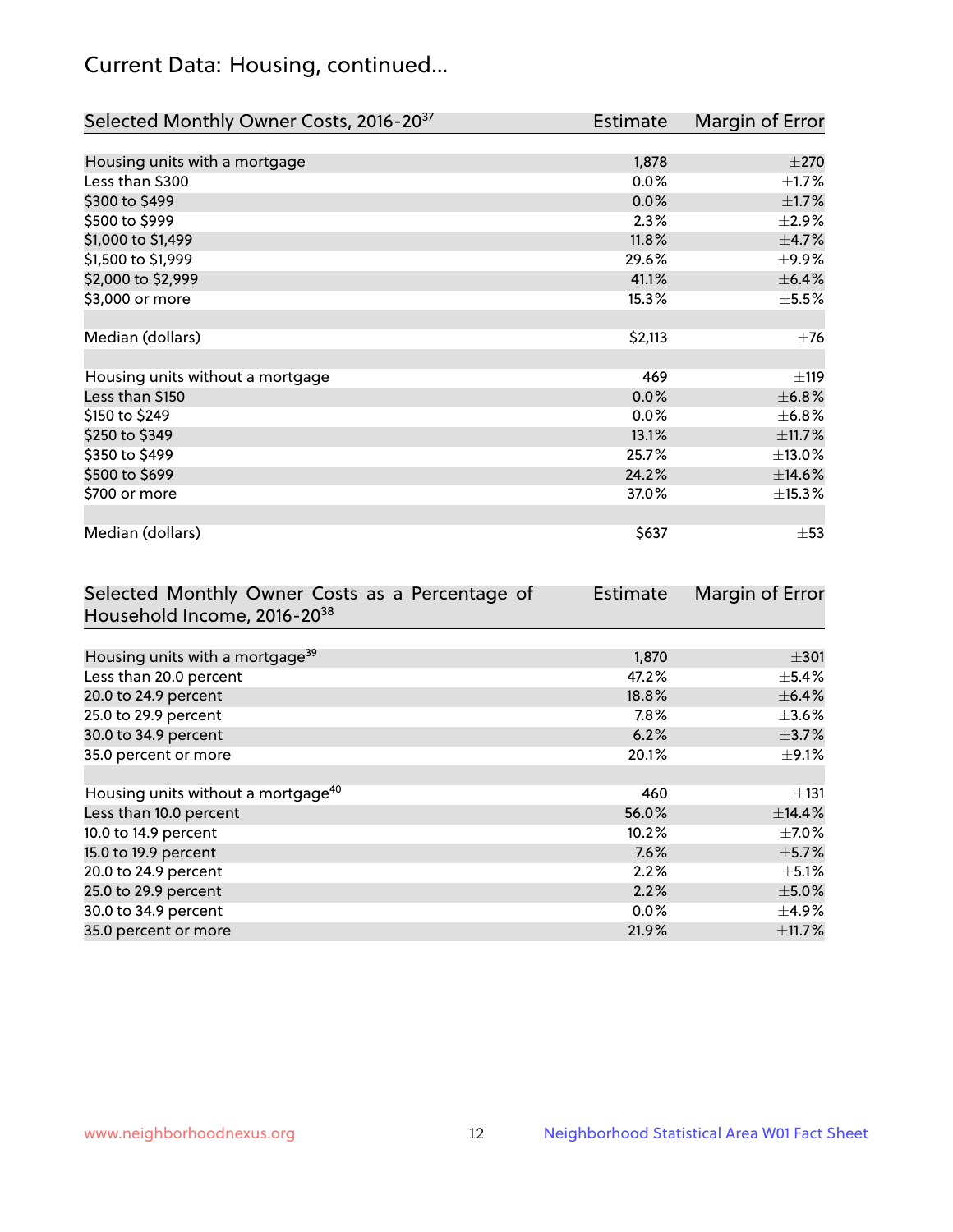## Current Data: Housing, continued...

| Selected Monthly Owner Costs, 2016-20[37] | Estimate | Margin of Error |
|---|---|---|
| Housing units with a mortgage | 1,878 | ±270 |
| Less than $300 | 0.0% | ±1.7% |
| $300 to $499 | 0.0% | ±1.7% |
| $500 to $999 | 2.3% | ±2.9% |
| $1,000 to $1,499 | 11.8% | ±4.7% |
| $1,500 to $1,999 | 29.6% | ±9.9% |
| $2,000 to $2,999 | 41.1% | ±6.4% |
| $3,000 or more | 15.3% | ±5.5% |
| Median (dollars) | $2,113 | ±76 |
| Housing units without a mortgage | 469 | ±119 |
| Less than $150 | 0.0% | ±6.8% |
| $150 to $249 | 0.0% | ±6.8% |
| $250 to $349 | 13.1% | ±11.7% |
| $350 to $499 | 25.7% | ±13.0% |
| $500 to $699 | 24.2% | ±14.6% |
| $700 or more | 37.0% | ±15.3% |
| Median (dollars) | $637 | ±53 |

| Selected Monthly Owner Costs as a Percentage of Household Income, 2016-20[38] | Estimate | Margin of Error |
|---|---|---|
| Housing units with a mortgage[39] | 1,870 | ±301 |
| Less than 20.0 percent | 47.2% | ±5.4% |
| 20.0 to 24.9 percent | 18.8% | ±6.4% |
| 25.0 to 29.9 percent | 7.8% | ±3.6% |
| 30.0 to 34.9 percent | 6.2% | ±3.7% |
| 35.0 percent or more | 20.1% | ±9.1% |
| Housing units without a mortgage[40] | 460 | ±131 |
| Less than 10.0 percent | 56.0% | ±14.4% |
| 10.0 to 14.9 percent | 10.2% | ±7.0% |
| 15.0 to 19.9 percent | 7.6% | ±5.7% |
| 20.0 to 24.9 percent | 2.2% | ±5.1% |
| 25.0 to 29.9 percent | 2.2% | ±5.0% |
| 30.0 to 34.9 percent | 0.0% | ±4.9% |
| 35.0 percent or more | 21.9% | ±11.7% |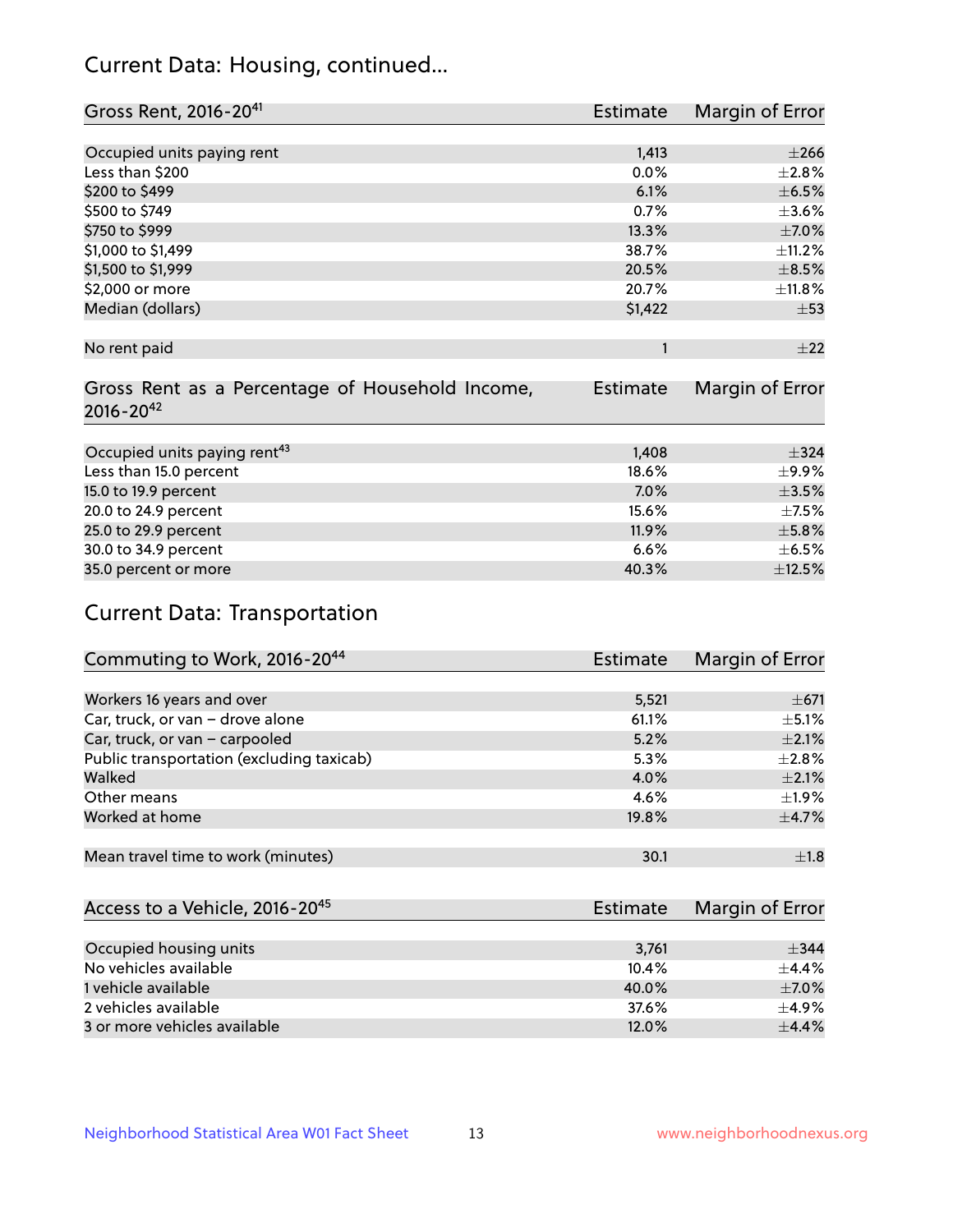## Current Data: Housing, continued...

| Gross Rent, 2016-20[41] | Estimate | Margin of Error |
|---|---|---|
| Occupied units paying rent | 1,413 | ±266 |
| Less than $200 | 0.0% | ±2.8% |
| $200 to $499 | 6.1% | ±6.5% |
| $500 to $749 | 0.7% | ±3.6% |
| $750 to $999 | 13.3% | ±7.0% |
| $1,000 to $1,499 | 38.7% | ±11.2% |
| $1,500 to $1,999 | 20.5% | ±8.5% |
| $2,000 or more | 20.7% | ±11.8% |
| Median (dollars) | $1,422 | ±53 |
| No rent paid | 1 | ±22 |

| Gross Rent as a Percentage of Household Income, 2016-20[42] | Estimate | Margin of Error |
|---|---|---|
| Occupied units paying rent[43] | 1,408 | ±324 |
| Less than 15.0 percent | 18.6% | ±9.9% |
| 15.0 to 19.9 percent | 7.0% | ±3.5% |
| 20.0 to 24.9 percent | 15.6% | ±7.5% |
| 25.0 to 29.9 percent | 11.9% | ±5.8% |
| 30.0 to 34.9 percent | 6.6% | ±6.5% |
| 35.0 percent or more | 40.3% | ±12.5% |

## Current Data: Transportation

| Commuting to Work, 2016-20[44] | Estimate | Margin of Error |
|---|---|---|
| Workers 16 years and over | 5,521 | ±671 |
| Car, truck, or van – drove alone | 61.1% | ±5.1% |
| Car, truck, or van – carpooled | 5.2% | ±2.1% |
| Public transportation (excluding taxicab) | 5.3% | ±2.8% |
| Walked | 4.0% | ±2.1% |
| Other means | 4.6% | ±1.9% |
| Worked at home | 19.8% | ±4.7% |
| Mean travel time to work (minutes) | 30.1 | ±1.8 |

| Access to a Vehicle, 2016-20[45] | Estimate | Margin of Error |
|---|---|---|
| Occupied housing units | 3,761 | ±344 |
| No vehicles available | 10.4% | ±4.4% |
| 1 vehicle available | 40.0% | ±7.0% |
| 2 vehicles available | 37.6% | ±4.9% |
| 3 or more vehicles available | 12.0% | ±4.4% |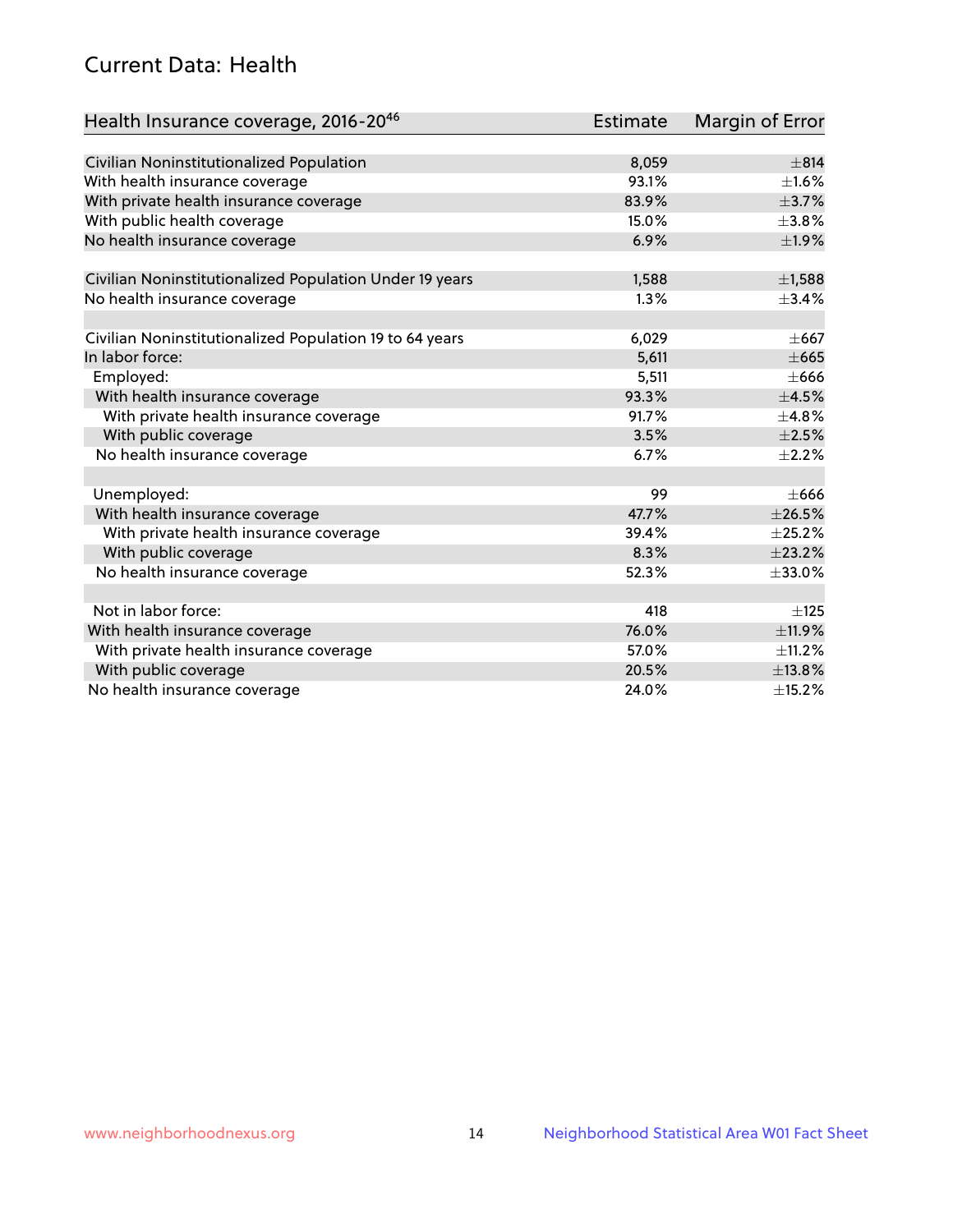## Current Data: Health

| Health Insurance coverage, 2016-20[46] | Estimate | Margin of Error |
|---|---|---|
| Civilian Noninstitutionalized Population | 8,059 | ±814 |
| With health insurance coverage | 93.1% | ±1.6% |
| With private health insurance coverage | 83.9% | ±3.7% |
| With public health coverage | 15.0% | ±3.8% |
| No health insurance coverage | 6.9% | ±1.9% |
| | | |
| Civilian Noninstitutionalized Population Under 19 years | 1,588 | ±1,588 |
| No health insurance coverage | 1.3% | ±3.4% |
| | | |
| Civilian Noninstitutionalized Population 19 to 64 years | 6,029 | ±667 |
| In labor force: | 5,611 | ±665 |
| Employed: | 5,511 | ±666 |
| With health insurance coverage | 93.3% | ±4.5% |
| With private health insurance coverage | 91.7% | ±4.8% |
| With public coverage | 3.5% | ±2.5% |
| No health insurance coverage | 6.7% | ±2.2% |
| | | |
| Unemployed: | 99 | ±666 |
| With health insurance coverage | 47.7% | ±26.5% |
| With private health insurance coverage | 39.4% | ±25.2% |
| With public coverage | 8.3% | ±23.2% |
| No health insurance coverage | 52.3% | ±33.0% |
| | | |
| Not in labor force: | 418 | ±125 |
| With health insurance coverage | 76.0% | ±11.9% |
| With private health insurance coverage | 57.0% | ±11.2% |
| With public coverage | 20.5% | ±13.8% |
| No health insurance coverage | 24.0% | ±15.2% |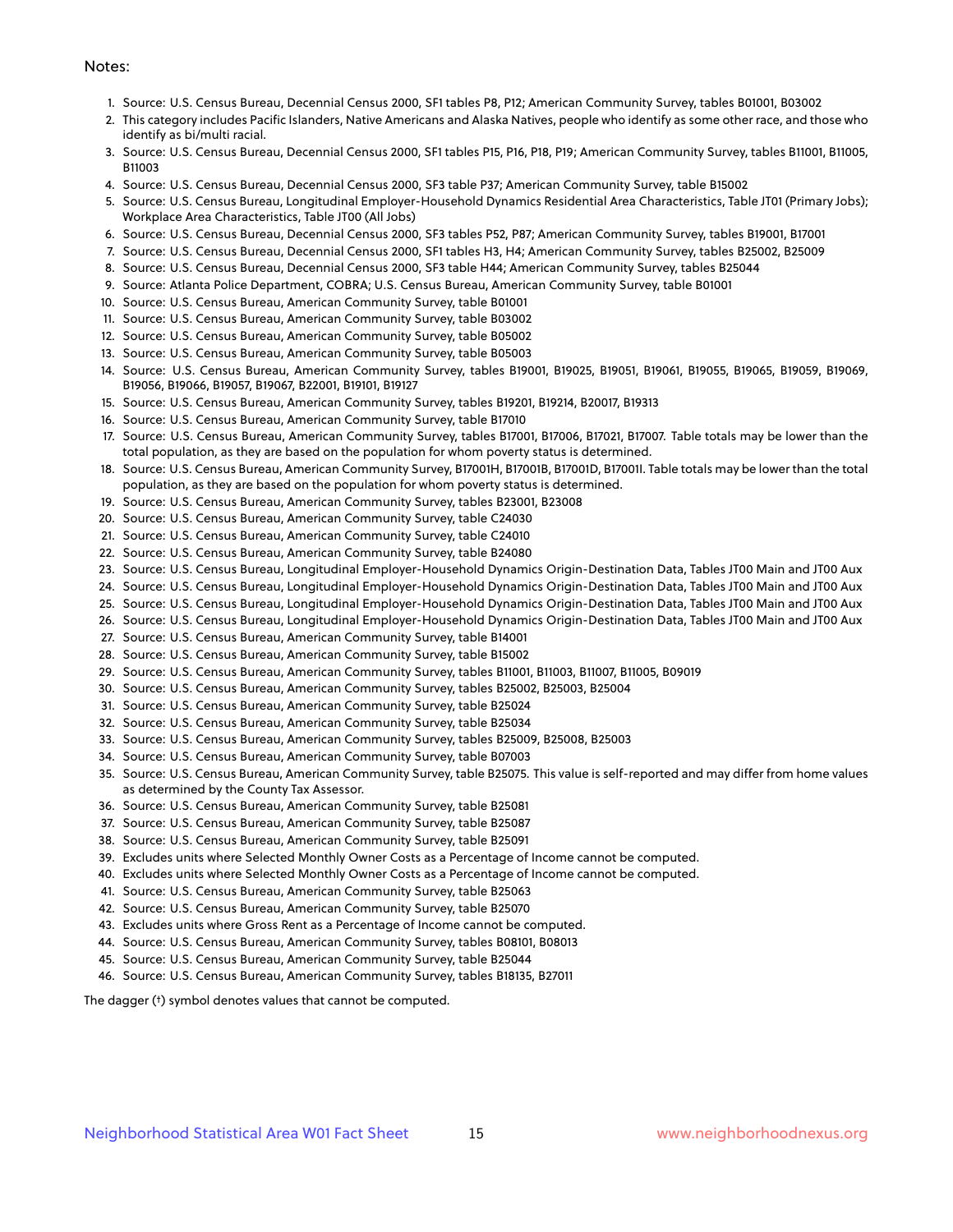Notes:

1. Source: U.S. Census Bureau, Decennial Census 2000, SF1 tables P8, P12; American Community Survey, tables B01001, B03002
2. This category includes Pacific Islanders, Native Americans and Alaska Natives, people who identify as some other race, and those who identify as bi/multi racial.
3. Source: U.S. Census Bureau, Decennial Census 2000, SF1 tables P15, P16, P18, P19; American Community Survey, tables B11001, B11005, B11003
4. Source: U.S. Census Bureau, Decennial Census 2000, SF3 table P37; American Community Survey, table B15002
5. Source: U.S. Census Bureau, Longitudinal Employer-Household Dynamics Residential Area Characteristics, Table JT01 (Primary Jobs); Workplace Area Characteristics, Table JT00 (All Jobs)
6. Source: U.S. Census Bureau, Decennial Census 2000, SF3 tables P52, P87; American Community Survey, tables B19001, B17001
7. Source: U.S. Census Bureau, Decennial Census 2000, SF1 tables H3, H4; American Community Survey, tables B25002, B25009
8. Source: U.S. Census Bureau, Decennial Census 2000, SF3 table H44; American Community Survey, tables B25044
9. Source: Atlanta Police Department, COBRA; U.S. Census Bureau, American Community Survey, table B01001
10. Source: U.S. Census Bureau, American Community Survey, table B01001
11. Source: U.S. Census Bureau, American Community Survey, table B03002
12. Source: U.S. Census Bureau, American Community Survey, table B05002
13. Source: U.S. Census Bureau, American Community Survey, table B05003
14. Source: U.S. Census Bureau, American Community Survey, tables B19001, B19025, B19051, B19061, B19055, B19065, B19059, B19069, B19056, B19066, B19057, B19067, B22001, B19101, B19127
15. Source: U.S. Census Bureau, American Community Survey, tables B19201, B19214, B20017, B19313
16. Source: U.S. Census Bureau, American Community Survey, table B17010
17. Source: U.S. Census Bureau, American Community Survey, tables B17001, B17006, B17021, B17007. Table totals may be lower than the total population, as they are based on the population for whom poverty status is determined.
18. Source: U.S. Census Bureau, American Community Survey, B17001H, B17001B, B17001D, B17001I. Table totals may be lower than the total population, as they are based on the population for whom poverty status is determined.
19. Source: U.S. Census Bureau, American Community Survey, tables B23001, B23008
20. Source: U.S. Census Bureau, American Community Survey, table C24030
21. Source: U.S. Census Bureau, American Community Survey, table C24010
22. Source: U.S. Census Bureau, American Community Survey, table B24080
23. Source: U.S. Census Bureau, Longitudinal Employer-Household Dynamics Origin-Destination Data, Tables JT00 Main and JT00 Aux
24. Source: U.S. Census Bureau, Longitudinal Employer-Household Dynamics Origin-Destination Data, Tables JT00 Main and JT00 Aux
25. Source: U.S. Census Bureau, Longitudinal Employer-Household Dynamics Origin-Destination Data, Tables JT00 Main and JT00 Aux
26. Source: U.S. Census Bureau, Longitudinal Employer-Household Dynamics Origin-Destination Data, Tables JT00 Main and JT00 Aux
27. Source: U.S. Census Bureau, American Community Survey, table B14001
28. Source: U.S. Census Bureau, American Community Survey, table B15002
29. Source: U.S. Census Bureau, American Community Survey, tables B11001, B11003, B11007, B11005, B09019
30. Source: U.S. Census Bureau, American Community Survey, tables B25002, B25003, B25004
31. Source: U.S. Census Bureau, American Community Survey, table B25024
32. Source: U.S. Census Bureau, American Community Survey, table B25034
33. Source: U.S. Census Bureau, American Community Survey, tables B25009, B25008, B25003
34. Source: U.S. Census Bureau, American Community Survey, table B07003
35. Source: U.S. Census Bureau, American Community Survey, table B25075. This value is self-reported and may differ from home values as determined by the County Tax Assessor.
36. Source: U.S. Census Bureau, American Community Survey, table B25081
37. Source: U.S. Census Bureau, American Community Survey, table B25087
38. Source: U.S. Census Bureau, American Community Survey, table B25091
39. Excludes units where Selected Monthly Owner Costs as a Percentage of Income cannot be computed.
40. Excludes units where Selected Monthly Owner Costs as a Percentage of Income cannot be computed.
41. Source: U.S. Census Bureau, American Community Survey, table B25063
42. Source: U.S. Census Bureau, American Community Survey, table B25070
43. Excludes units where Gross Rent as a Percentage of Income cannot be computed.
44. Source: U.S. Census Bureau, American Community Survey, tables B08101, B08013
45. Source: U.S. Census Bureau, American Community Survey, table B25044
46. Source: U.S. Census Bureau, American Community Survey, tables B18135, B27011

The dagger (†) symbol denotes values that cannot be computed.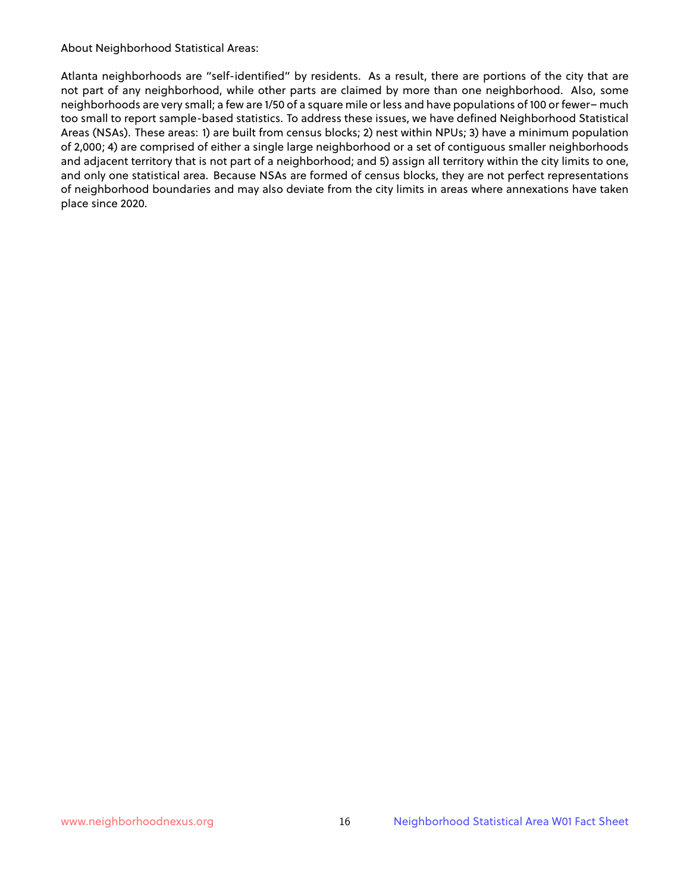About Neighborhood Statistical Areas:

Atlanta neighborhoods are "self-identified" by residents. As a result, there are portions of the city that are not part of any neighborhood, while other parts are claimed by more than one neighborhood. Also, some neighborhoods are very small; a few are 1/50 of a square mile or less and have populations of 100 or fewer– much too small to report sample-based statistics. To address these issues, we have defined Neighborhood Statistical Areas (NSAs). These areas: 1) are built from census blocks; 2) nest within NPUs; 3) have a minimum population of 2,000; 4) are comprised of either a single large neighborhood or a set of contiguous smaller neighborhoods and adjacent territory that is not part of a neighborhood; and 5) assign all territory within the city limits to one, and only one statistical area. Because NSAs are formed of census blocks, they are not perfect representations of neighborhood boundaries and may also deviate from the city limits in areas where annexations have taken place since 2020.